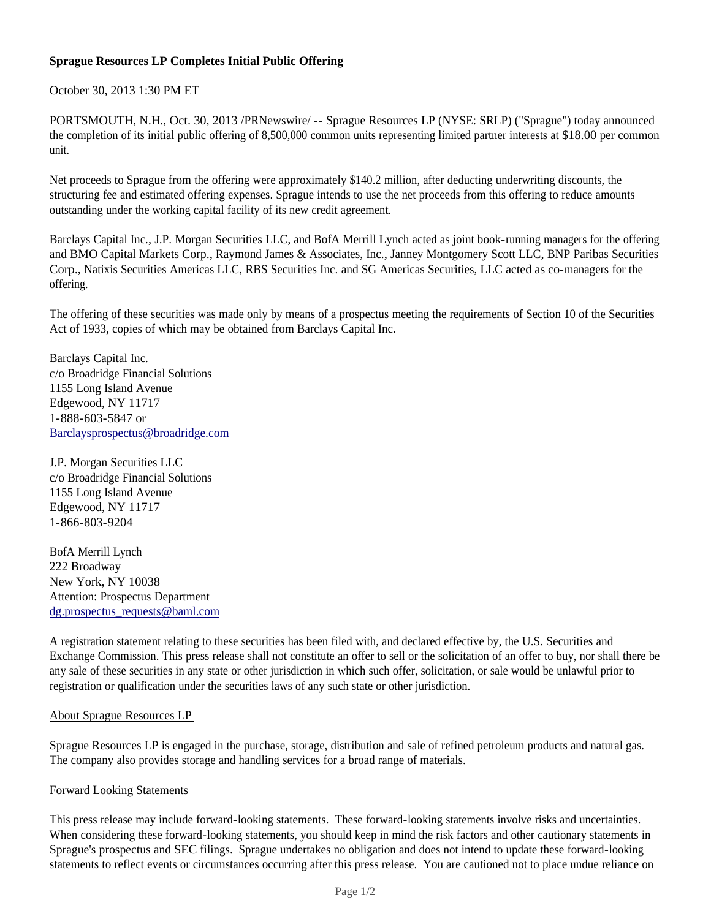**Sprague Resources LP Completes Initial Public Offering**

October 30, 2013 1:30 PM ET

PORTSMOUTH, N.H., Oct. 30, 2013 /PRNewswire/ -- Sprague Resources LP (NYSE: SRLP) ("Sprague") today announced the completion of its initial public offering of 8,500,000 common units representing limited partner interests at $18.00 per common unit.

Net proceeds to Sprague from the offering were approximately $140.2 million, after deducting underwriting discounts, the structuring fee and estimated offering expenses. Sprague intends to use the net proceeds from this offering to reduce amounts outstanding under the working capital facility of its new credit agreement.

Barclays Capital Inc., J.P. Morgan Securities LLC, and BofA Merrill Lynch acted as joint book-running managers for the offering and BMO Capital Markets Corp., Raymond James & Associates, Inc., Janney Montgomery Scott LLC, BNP Paribas Securities Corp., Natixis Securities Americas LLC, RBS Securities Inc. and SG Americas Securities, LLC acted as co-managers for the offering.

The offering of these securities was made only by means of a prospectus meeting the requirements of Section 10 of the Securities Act of 1933, copies of which may be obtained from Barclays Capital Inc.

Barclays Capital Inc.
c/o Broadridge Financial Solutions
1155 Long Island Avenue
Edgewood, NY 11717
1-888-603-5847 or
Barclaysprospectus@broadridge.com

J.P. Morgan Securities LLC
c/o Broadridge Financial Solutions
1155 Long Island Avenue
Edgewood, NY 11717
1-866-803-9204

BofA Merrill Lynch
222 Broadway
New York, NY 10038
Attention: Prospectus Department
dg.prospectus_requests@baml.com

A registration statement relating to these securities has been filed with, and declared effective by, the U.S. Securities and Exchange Commission. This press release shall not constitute an offer to sell or the solicitation of an offer to buy, nor shall there be any sale of these securities in any state or other jurisdiction in which such offer, solicitation, or sale would be unlawful prior to registration or qualification under the securities laws of any such state or other jurisdiction.

## About Sprague Resources LP

Sprague Resources LP is engaged in the purchase, storage, distribution and sale of refined petroleum products and natural gas. The company also provides storage and handling services for a broad range of materials.

## Forward Looking Statements

This press release may include forward-looking statements. These forward-looking statements involve risks and uncertainties. When considering these forward-looking statements, you should keep in mind the risk factors and other cautionary statements in Sprague's prospectus and SEC filings. Sprague undertakes no obligation and does not intend to update these forward-looking statements to reflect events or circumstances occurring after this press release. You are cautioned not to place undue reliance on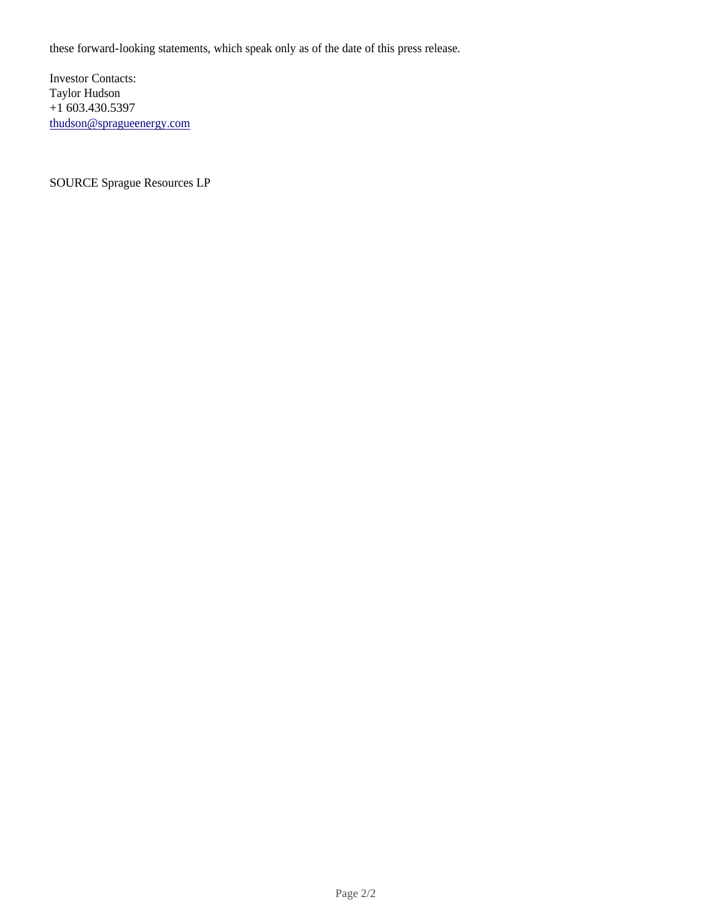these forward-looking statements, which speak only as of the date of this press release.

Investor Contacts:
Taylor Hudson
+1 603.430.5397
thudson@spragueenergy.com

SOURCE Sprague Resources LP